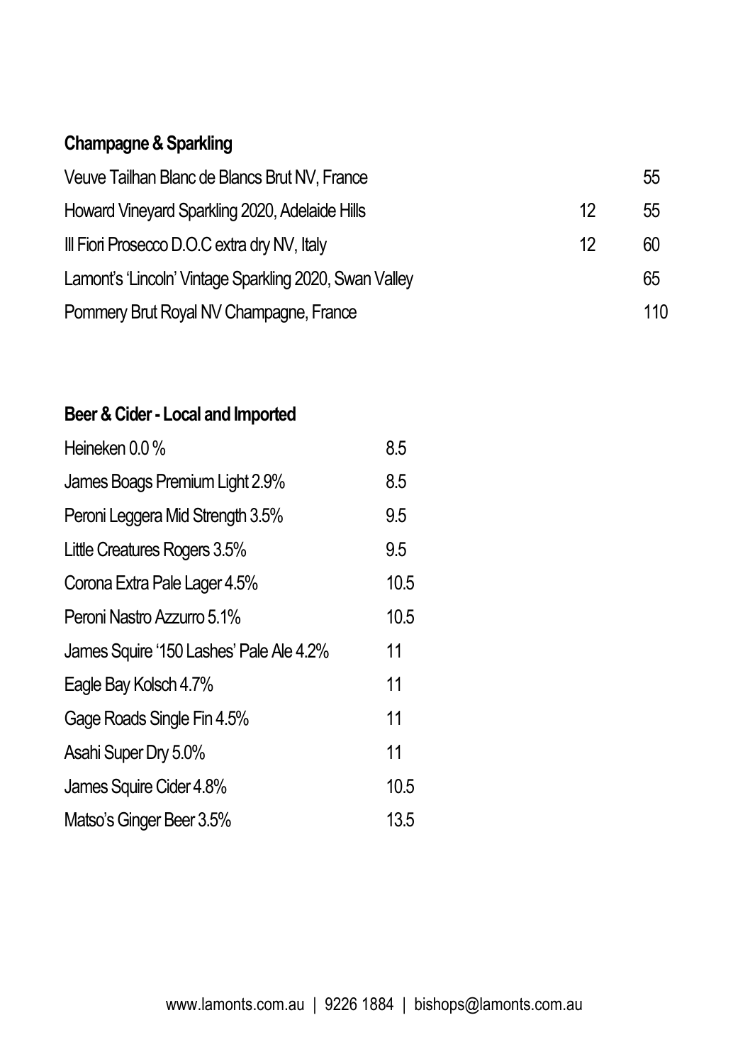## Champagne & Sparkling

| | | |
|---|---|---|
| Veuve Tailhan Blanc de Blancs Brut NV, France | | 55 |
| Howard Vineyard Sparkling 2020, Adelaide Hills | 12 | 55 |
| Ill Fiori Prosecco D.O.C extra dry NV, Italy | 12 | 60 |
| Lamont's 'Lincoln' Vintage Sparkling 2020, Swan Valley | | 65 |
| Pommery Brut Royal NV Champagne, France | | 110 |

## Beer & Cider - Local and Imported

| | |
|---|---|
| Heineken 0.0 % | 8.5 |
| James Boags Premium Light 2.9% | 8.5 |
| Peroni Leggera Mid Strength 3.5% | 9.5 |
| Little Creatures Rogers 3.5% | 9.5 |
| Corona Extra Pale Lager 4.5% | 10.5 |
| Peroni Nastro Azzurro 5.1% | 10.5 |
| James Squire '150 Lashes' Pale Ale 4.2% | 11 |
| Eagle Bay Kolsch 4.7% | 11 |
| Gage Roads Single Fin 4.5% | 11 |
| Asahi Super Dry 5.0% | 11 |
| James Squire Cider 4.8% | 10.5 |
| Matso's Ginger Beer 3.5% | 13.5 |

www.lamonts.com.au | 9226 1884 | bishops@lamonts.com.au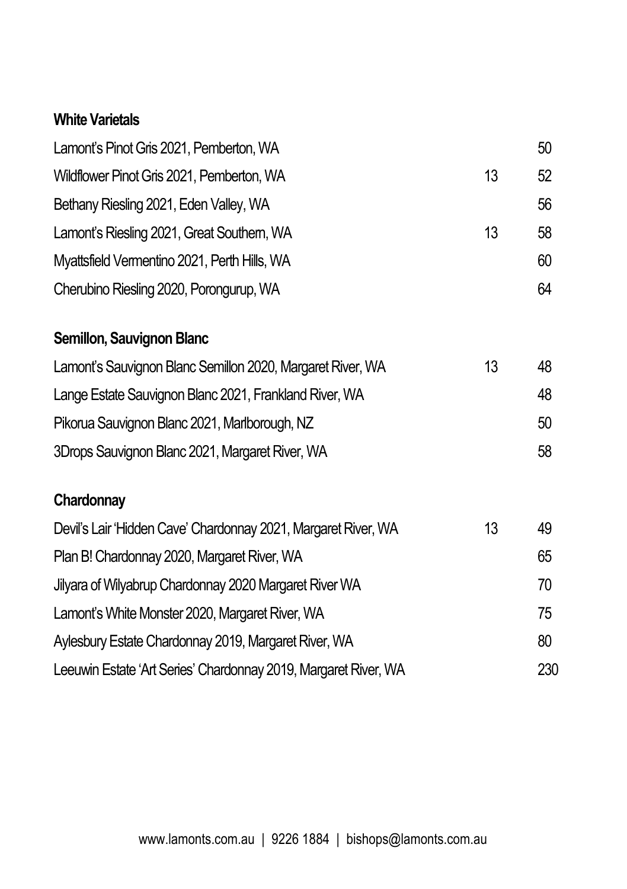## White Varietals

| Wine | Glass | Bottle |
|---|---|---|
| Lamont's Pinot Gris 2021, Pemberton, WA | | 50 |
| Wildflower Pinot Gris 2021, Pemberton, WA | 13 | 52 |
| Bethany Riesling 2021, Eden Valley, WA | | 56 |
| Lamont's Riesling 2021, Great Southern, WA | 13 | 58 |
| Myattsfield Vermentino 2021, Perth Hills, WA | | 60 |
| Cherubino Riesling 2020, Porongurup, WA | | 64 |

## Semillon, Sauvignon Blanc

| Wine | Glass | Bottle |
|---|---|---|
| Lamont's Sauvignon Blanc Semillon 2020, Margaret River, WA | 13 | 48 |
| Lange Estate Sauvignon Blanc 2021, Frankland River, WA | | 48 |
| Pikorua Sauvignon Blanc 2021, Marlborough, NZ | | 50 |
| 3Drops Sauvignon Blanc 2021, Margaret River, WA | | 58 |

## Chardonnay

| Wine | Glass | Bottle |
|---|---|---|
| Devil's Lair 'Hidden Cave' Chardonnay 2021, Margaret River, WA | 13 | 49 |
| Plan B! Chardonnay 2020, Margaret River, WA | | 65 |
| Jilyara of Wilyabrup Chardonnay 2020 Margaret River WA | | 70 |
| Lamont's White Monster 2020, Margaret River, WA | | 75 |
| Aylesbury Estate Chardonnay 2019, Margaret River, WA | | 80 |
| Leeuwin Estate 'Art Series' Chardonnay 2019, Margaret River, WA | | 230 |

www.lamonts.com.au | 9226 1884 | bishops@lamonts.com.au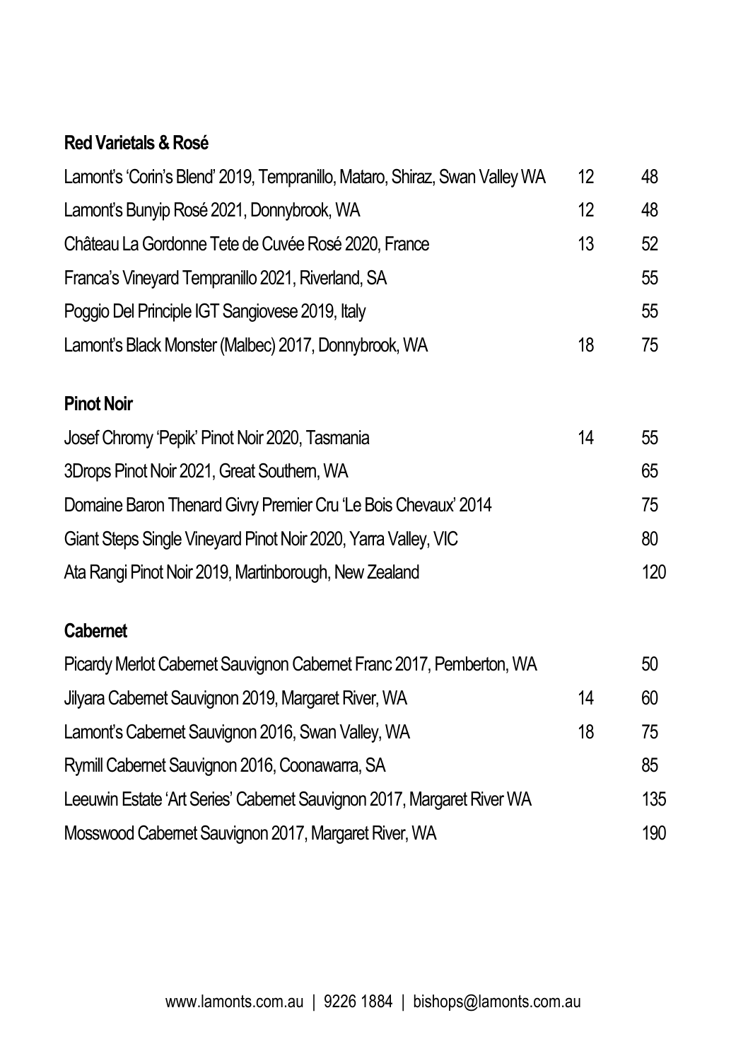## Red Varietals & Rosé

| | | |
|---|---|---|
| Lamont's 'Corin's Blend' 2019, Tempranillo, Mataro, Shiraz, Swan Valley WA | 12 | 48 |
| Lamont's Bunyip Rosé 2021, Donnybrook, WA | 12 | 48 |
| Château La Gordonne Tete de Cuvée Rosé 2020, France | 13 | 52 |
| Franca's Vineyard Tempranillo 2021, Riverland, SA | | 55 |
| Poggio Del Principle IGT Sangiovese 2019, Italy | | 55 |
| Lamont's Black Monster (Malbec) 2017, Donnybrook, WA | 18 | 75 |

## Pinot Noir

| | | |
|---|---|---|
| Josef Chromy 'Pepik' Pinot Noir 2020, Tasmania | 14 | 55 |
| 3Drops Pinot Noir 2021, Great Southern, WA | | 65 |
| Domaine Baron Thenard Givry Premier Cru 'Le Bois Chevaux' 2014 | | 75 |
| Giant Steps Single Vineyard Pinot Noir 2020, Yarra Valley, VIC | | 80 |
| Ata Rangi Pinot Noir 2019, Martinborough, New Zealand | | 120 |

## Cabernet

| | | |
|---|---|---|
| Picardy Merlot Cabernet Sauvignon Cabernet Franc 2017, Pemberton, WA | | 50 |
| Jilyara Cabernet Sauvignon 2019, Margaret River, WA | 14 | 60 |
| Lamont's Cabernet Sauvignon 2016, Swan Valley, WA | 18 | 75 |
| Rymill Cabernet Sauvignon 2016, Coonawarra, SA | | 85 |
| Leeuwin Estate 'Art Series' Cabernet Sauvignon 2017, Margaret River WA | | 135 |
| Mosswood Cabernet Sauvignon 2017, Margaret River, WA | | 190 |

www.lamonts.com.au | 9226 1884 | bishops@lamonts.com.au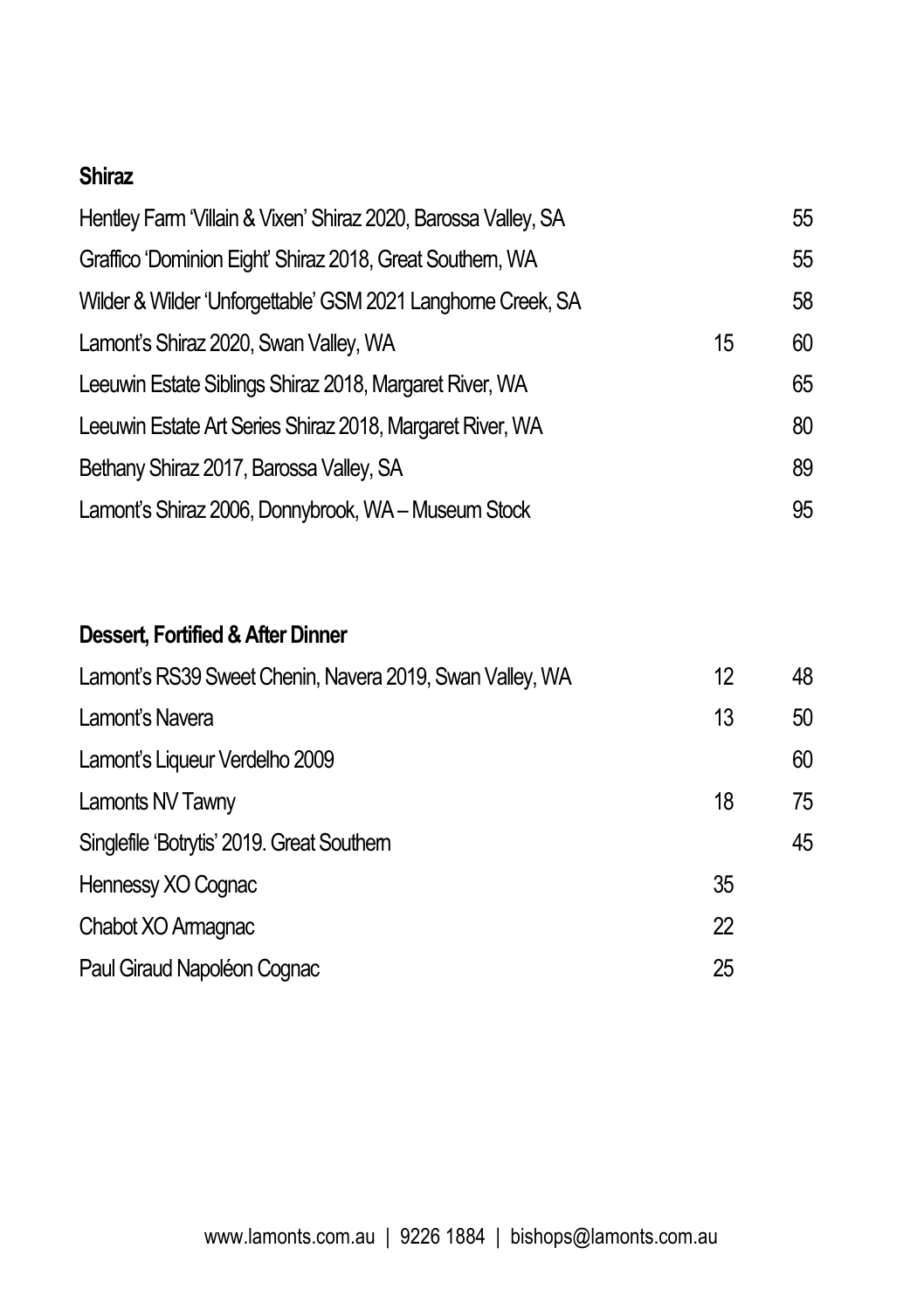## Shiraz

| | | |
|---|---|---|
| Hentley Farm 'Villain & Vixen' Shiraz 2020, Barossa Valley, SA | | 55 |
| Graffico 'Dominion Eight' Shiraz 2018, Great Southern, WA | | 55 |
| Wilder & Wilder 'Unforgettable' GSM 2021 Langhorne Creek, SA | | 58 |
| Lamont's Shiraz 2020, Swan Valley, WA | 15 | 60 |
| Leeuwin Estate Siblings Shiraz 2018, Margaret River, WA | | 65 |
| Leeuwin Estate Art Series Shiraz 2018, Margaret River, WA | | 80 |
| Bethany Shiraz 2017, Barossa Valley, SA | | 89 |
| Lamont's Shiraz 2006, Donnybrook, WA – Museum Stock | | 95 |

## Dessert, Fortified & After Dinner

| | | |
|---|---|---|
| Lamont's RS39 Sweet Chenin, Navera 2019, Swan Valley, WA | 12 | 48 |
| Lamont's Navera | 13 | 50 |
| Lamont's Liqueur Verdelho 2009 | | 60 |
| Lamonts NV Tawny | 18 | 75 |
| Singlefile 'Botrytis' 2019. Great Southern | | 45 |
| Hennessy XO Cognac | 35 | |
| Chabot XO Armagnac | 22 | |
| Paul Giraud Napoléon Cognac | 25 | |

www.lamonts.com.au | 9226 1884 | bishops@lamonts.com.au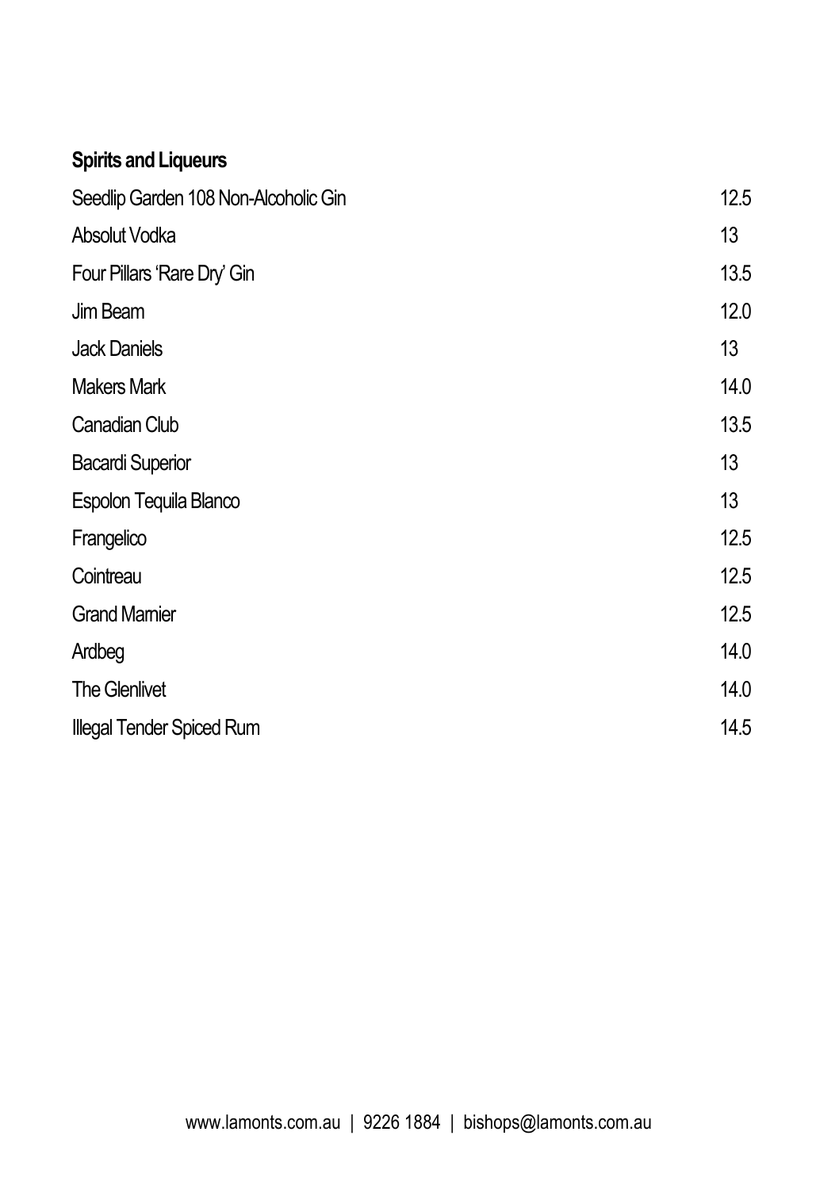## Spirits and Liqueurs

| | |
|---|---|
| Seedlip Garden 108 Non-Alcoholic Gin | 12.5 |
| Absolut Vodka | 13 |
| Four Pillars 'Rare Dry' Gin | 13.5 |
| Jim Beam | 12.0 |
| Jack Daniels | 13 |
| Makers Mark | 14.0 |
| Canadian Club | 13.5 |
| Bacardi Superior | 13 |
| Espolon Tequila Blanco | 13 |
| Frangelico | 12.5 |
| Cointreau | 12.5 |
| Grand Marnier | 12.5 |
| Ardbeg | 14.0 |
| The Glenlivet | 14.0 |
| Illegal Tender Spiced Rum | 14.5 |

www.lamonts.com.au | 9226 1884 | bishops@lamonts.com.au